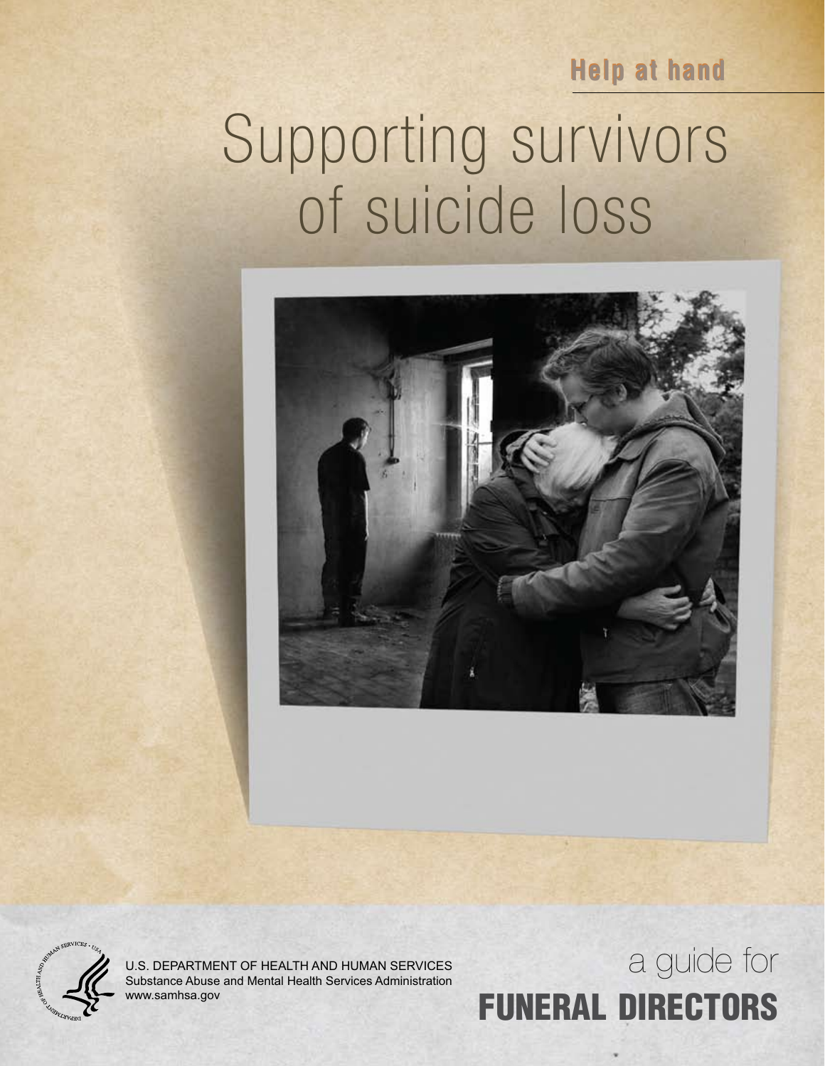**Help at hand**

# Supporting survivors of suicide loss

U.S. DEPARTMENT OF HEALTH AND HUMAN SERVICES
Substance Abuse and Mental Health Services Administration
www.samhsa.gov

a guide for
**FUNERAL DIRECTORS**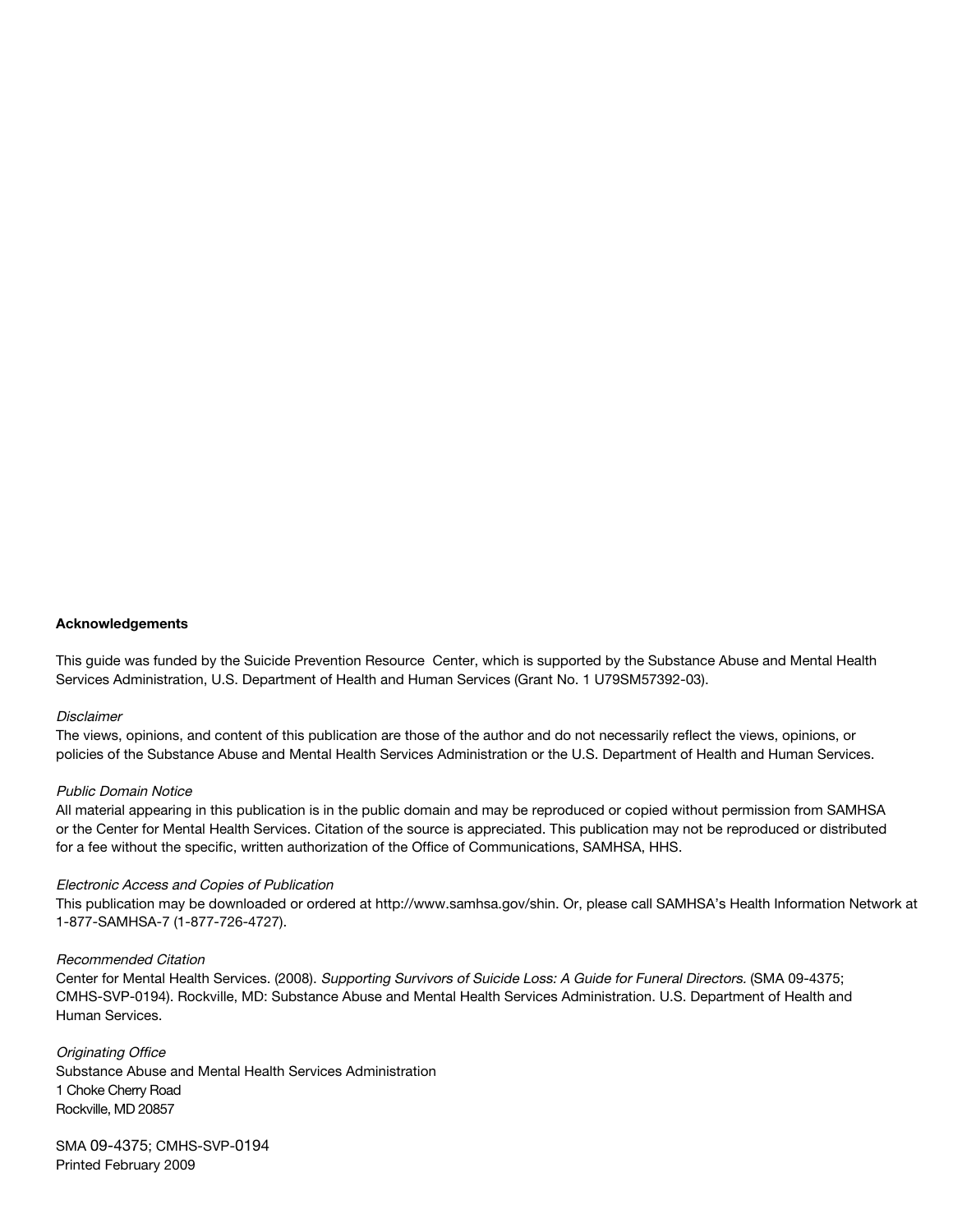**Acknowledgements**

This guide was funded by the Suicide Prevention Resource Center, which is supported by the Substance Abuse and Mental Health Services Administration, U.S. Department of Health and Human Services (Grant No. 1 U79SM57392-03).

*Disclaimer*

The views, opinions, and content of this publication are those of the author and do not necessarily reflect the views, opinions, or policies of the Substance Abuse and Mental Health Services Administration or the U.S. Department of Health and Human Services.

*Public Domain Notice*

All material appearing in this publication is in the public domain and may be reproduced or copied without permission from SAMHSA or the Center for Mental Health Services. Citation of the source is appreciated. This publication may not be reproduced or distributed for a fee without the specific, written authorization of the Office of Communications, SAMHSA, HHS.

*Electronic Access and Copies of Publication*

This publication may be downloaded or ordered at http://www.samhsa.gov/shin. Or, please call SAMHSA's Health Information Network at 1-877-SAMHSA-7 (1-877-726-4727).

*Recommended Citation*

Center for Mental Health Services. (2008). *Supporting Survivors of Suicide Loss: A Guide for Funeral Directors.* (SMA 09-4375; CMHS-SVP-0194). Rockville, MD: Substance Abuse and Mental Health Services Administration. U.S. Department of Health and Human Services.

*Originating Office*

Substance Abuse and Mental Health Services Administration
1 Choke Cherry Road
Rockville, MD 20857

SMA 09-4375; CMHS-SVP-0194
Printed February 2009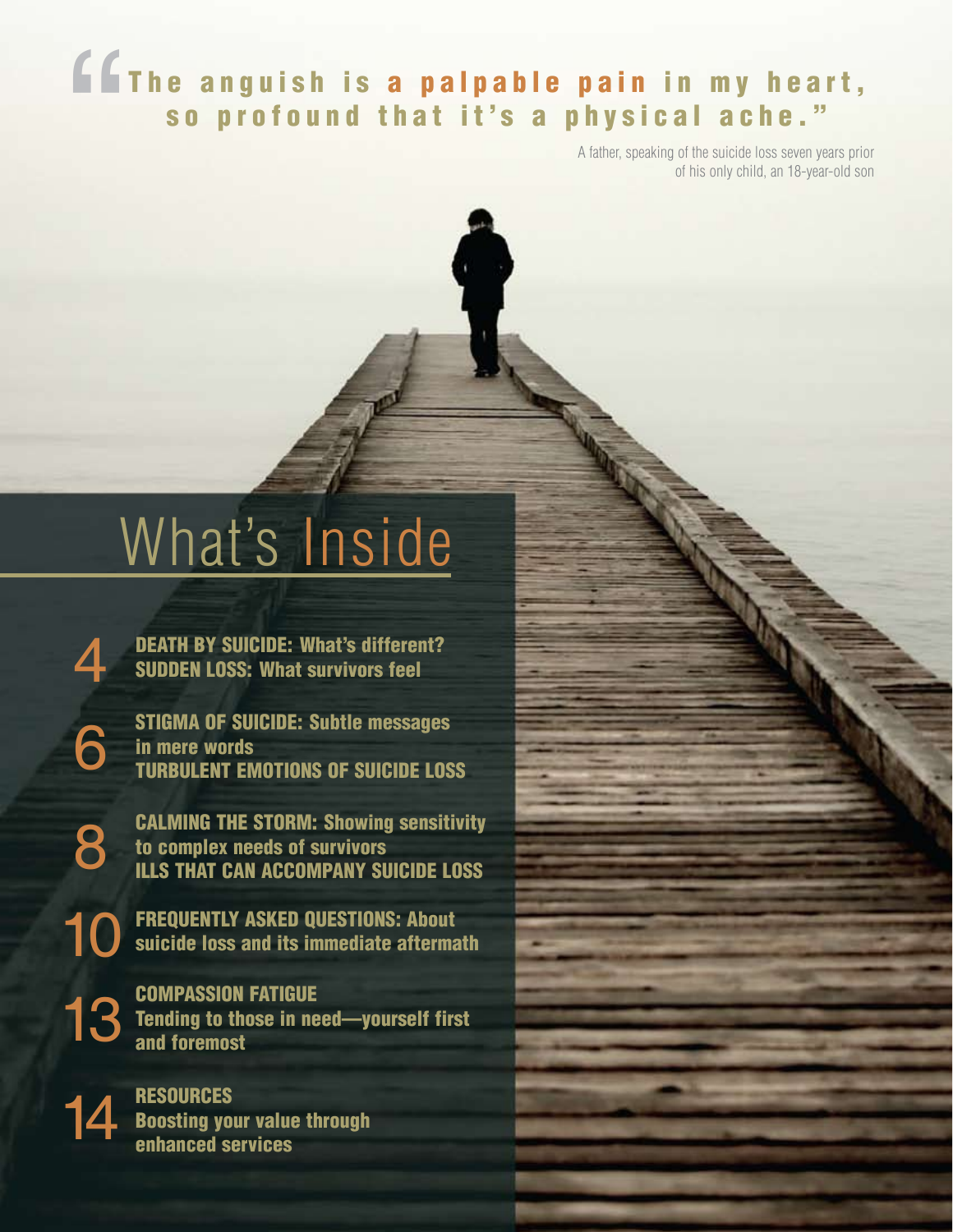"The anguish is a palpable pain in my heart, so profound that it's a physical ache."

A father, speaking of the suicide loss seven years prior of his only child, an 18-year-old son

# What's Inside

**4** **DEATH BY SUICIDE: What's different?**
**SUDDEN LOSS: What survivors feel**

**6** **STIGMA OF SUICIDE: Subtle messages in mere words**
**TURBULENT EMOTIONS OF SUICIDE LOSS**

**8** **CALMING THE STORM: Showing sensitivity to complex needs of survivors**
**ILLS THAT CAN ACCOMPANY SUICIDE LOSS**

**10** **FREQUENTLY ASKED QUESTIONS: About suicide loss and its immediate aftermath**

**13** **COMPASSION FATIGUE**
**Tending to those in need—yourself first and foremost**

**14** **RESOURCES**
**Boosting your value through enhanced services**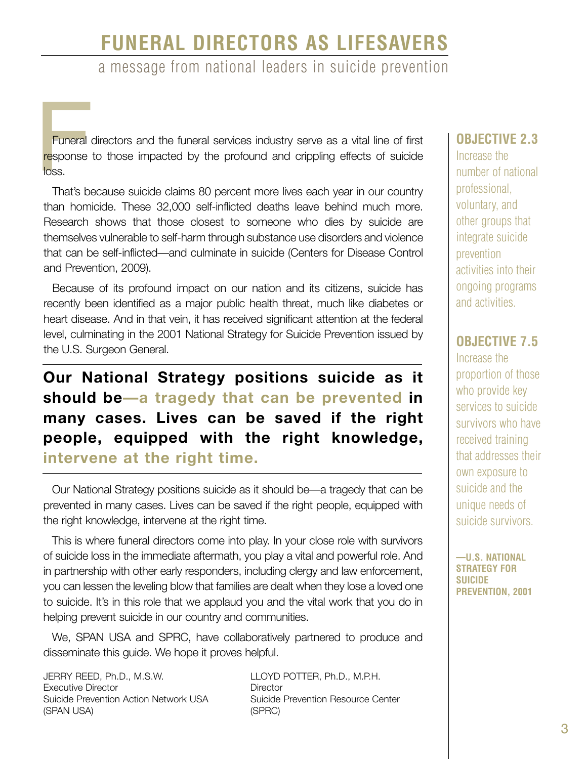# FUNERAL DIRECTORS AS LIFESAVERS

## a message from national leaders in suicide prevention

Funeral directors and the funeral services industry serve as a vital line of first response to those impacted by the profound and crippling effects of suicide loss.

That's because suicide claims 80 percent more lives each year in our country than homicide. These 32,000 self-inflicted deaths leave behind much more. Research shows that those closest to someone who dies by suicide are themselves vulnerable to self-harm through substance use disorders and violence that can be self-inflicted—and culminate in suicide (Centers for Disease Control and Prevention, 2009).

Because of its profound impact on our nation and its citizens, suicide has recently been identified as a major public health threat, much like diabetes or heart disease. And in that vein, it has received significant attention at the federal level, culminating in the 2001 National Strategy for Suicide Prevention issued by the U.S. Surgeon General.

**Our National Strategy positions suicide as it should be—a tragedy that can be prevented in many cases. Lives can be saved if the right people, equipped with the right knowledge, intervene at the right time.**

Our National Strategy positions suicide as it should be—a tragedy that can be prevented in many cases. Lives can be saved if the right people, equipped with the right knowledge, intervene at the right time.

This is where funeral directors come into play. In your close role with survivors of suicide loss in the immediate aftermath, you play a vital and powerful role. And in partnership with other early responders, including clergy and law enforcement, you can lessen the leveling blow that families are dealt when they lose a loved one to suicide. It's in this role that we applaud you and the vital work that you do in helping prevent suicide in our country and communities.

We, SPAN USA and SPRC, have collaboratively partnered to produce and disseminate this guide. We hope it proves helpful.

JERRY REED, Ph.D., M.S.W.
Executive Director
Suicide Prevention Action Network USA
(SPAN USA)

LLOYD POTTER, Ph.D., M.P.H.
Director
Suicide Prevention Resource Center
(SPRC)

**OBJECTIVE 2.3**
Increase the number of national professional, voluntary, and other groups that integrate suicide prevention activities into their ongoing programs and activities.

**OBJECTIVE 7.5**
Increase the proportion of those who provide key services to suicide survivors who have received training that addresses their own exposure to suicide and the unique needs of suicide survivors.

**—U.S. NATIONAL STRATEGY FOR SUICIDE PREVENTION, 2001**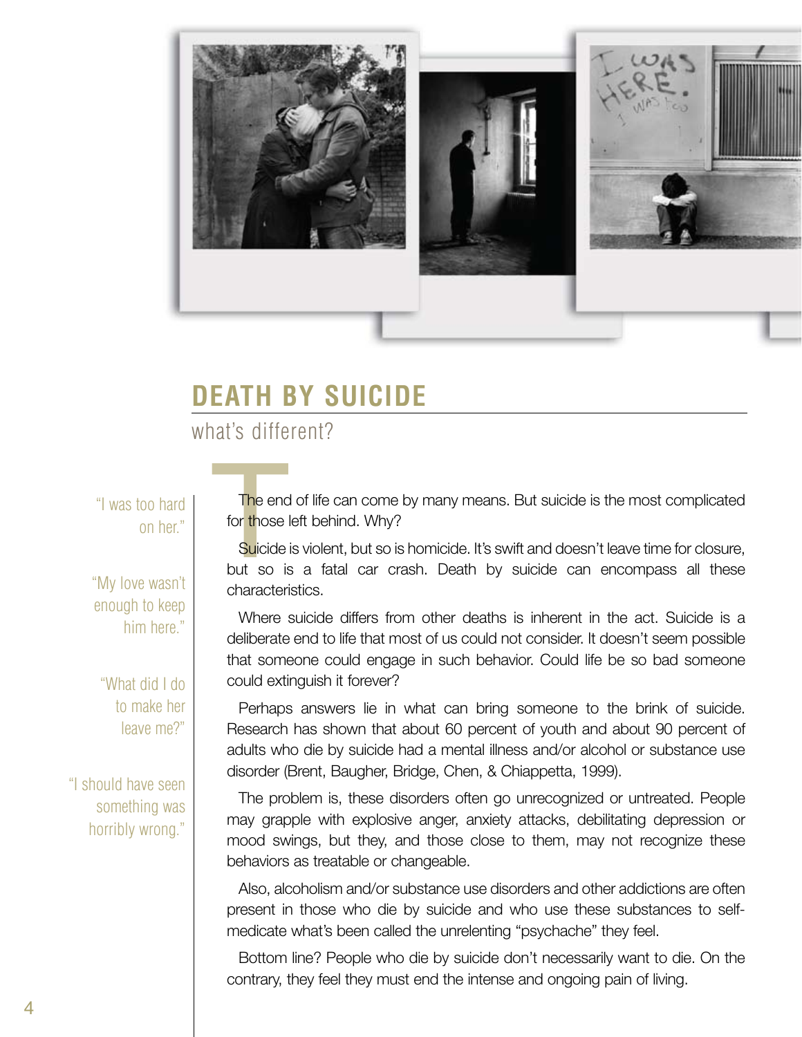# DEATH BY SUICIDE

## what's different?

"I was too hard on her."

"My love wasn't enough to keep him here."

"What did I do to make her leave me?"

"I should have seen something was horribly wrong."

The end of life can come by many means. But suicide is the most complicated for those left behind. Why?

Suicide is violent, but so is homicide. It's swift and doesn't leave time for closure, but so is a fatal car crash. Death by suicide can encompass all these characteristics.

Where suicide differs from other deaths is inherent in the act. Suicide is a deliberate end to life that most of us could not consider. It doesn't seem possible that someone could engage in such behavior. Could life be so bad someone could extinguish it forever?

Perhaps answers lie in what can bring someone to the brink of suicide. Research has shown that about 60 percent of youth and about 90 percent of adults who die by suicide had a mental illness and/or alcohol or substance use disorder (Brent, Baugher, Bridge, Chen, & Chiappetta, 1999).

The problem is, these disorders often go unrecognized or untreated. People may grapple with explosive anger, anxiety attacks, debilitating depression or mood swings, but they, and those close to them, may not recognize these behaviors as treatable or changeable.

Also, alcoholism and/or substance use disorders and other addictions are often present in those who die by suicide and who use these substances to self-medicate what's been called the unrelenting "psychache" they feel.

Bottom line? People who die by suicide don't necessarily want to die. On the contrary, they feel they must end the intense and ongoing pain of living.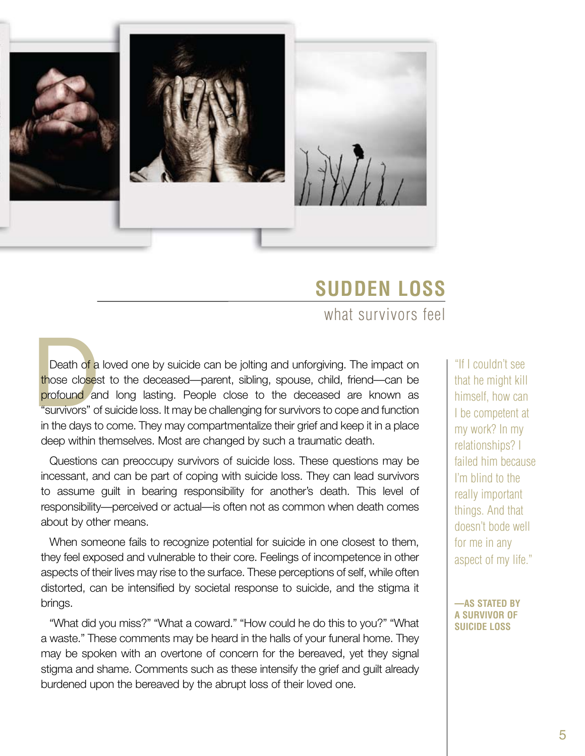## SUDDEN LOSS

what survivors feel

Death of a loved one by suicide can be jolting and unforgiving. The impact on those closest to the deceased—parent, sibling, spouse, child, friend—can be profound and long lasting. People close to the deceased are known as "survivors" of suicide loss. It may be challenging for survivors to cope and function in the days to come. They may compartmentalize their grief and keep it in a place deep within themselves. Most are changed by such a traumatic death.

Questions can preoccupy survivors of suicide loss. These questions may be incessant, and can be part of coping with suicide loss. They can lead survivors to assume guilt in bearing responsibility for another's death. This level of responsibility—perceived or actual—is often not as common when death comes about by other means.

When someone fails to recognize potential for suicide in one closest to them, they feel exposed and vulnerable to their core. Feelings of incompetence in other aspects of their lives may rise to the surface. These perceptions of self, while often distorted, can be intensified by societal response to suicide, and the stigma it brings.

"What did you miss?" "What a coward." "How could he do this to you?" "What a waste." These comments may be heard in the halls of your funeral home. They may be spoken with an overtone of concern for the bereaved, yet they signal stigma and shame. Comments such as these intensify the grief and guilt already burdened upon the bereaved by the abrupt loss of their loved one.

> "If I couldn't see that he might kill himself, how can I be competent at my work? In my relationships? I failed him because I'm blind to the really important things. And that doesn't bode well for me in any aspect of my life."
>
> **—AS STATED BY A SURVIVOR OF SUICIDE LOSS**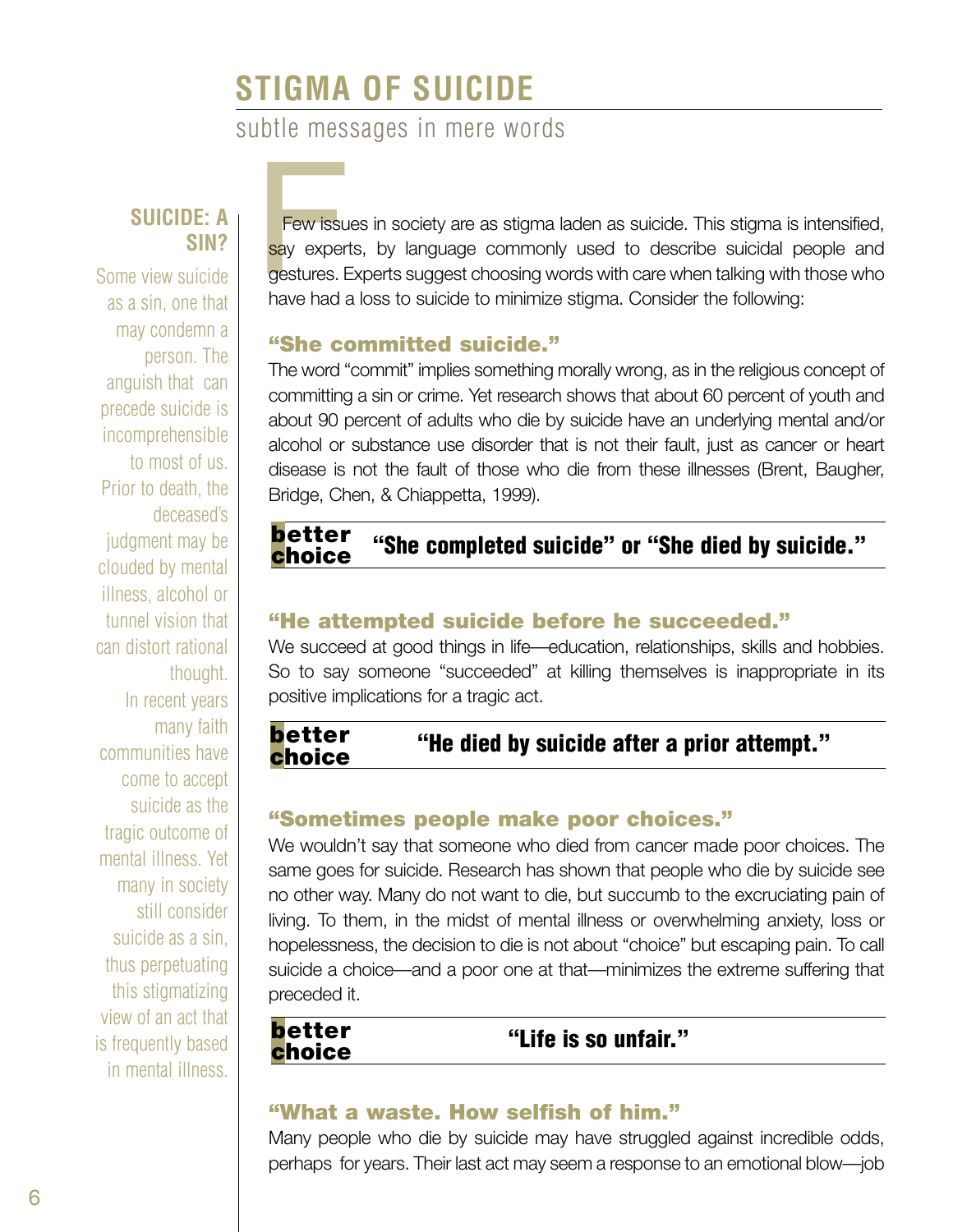# STIGMA OF SUICIDE

## subtle messages in mere words

Few issues in society are as stigma laden as suicide. This stigma is intensified, say experts, by language commonly used to describe suicidal people and gestures. Experts suggest choosing words with care when talking with those who have had a loss to suicide to minimize stigma. Consider the following:

### "She committed suicide."

The word "commit" implies something morally wrong, as in the religious concept of committing a sin or crime. Yet research shows that about 60 percent of youth and about 90 percent of adults who die by suicide have an underlying mental and/or alcohol or substance use disorder that is not their fault, just as cancer or heart disease is not the fault of those who die from these illnesses (Brent, Baugher, Bridge, Chen, & Chiappetta, 1999).

**better choice** — **"She completed suicide" or "She died by suicide."**

### "He attempted suicide before he succeeded."

We succeed at good things in life—education, relationships, skills and hobbies. So to say someone "succeeded" at killing themselves is inappropriate in its positive implications for a tragic act.

**better choice** — **"He died by suicide after a prior attempt."**

### "Sometimes people make poor choices."

We wouldn't say that someone who died from cancer made poor choices. The same goes for suicide. Research has shown that people who die by suicide see no other way. Many do not want to die, but succumb to the excruciating pain of living. To them, in the midst of mental illness or overwhelming anxiety, loss or hopelessness, the decision to die is not about "choice" but escaping pain. To call suicide a choice—and a poor one at that—minimizes the extreme suffering that preceded it.

**better choice** — **"Life is so unfair."**

### "What a waste. How selfish of him."

Many people who die by suicide may have struggled against incredible odds, perhaps for years. Their last act may seem a response to an emotional blow—job

### SUICIDE: A SIN?

Some view suicide as a sin, one that may condemn a person. The anguish that can precede suicide is incomprehensible to most of us. Prior to death, the deceased's judgment may be clouded by mental illness, alcohol or tunnel vision that can distort rational thought. In recent years many faith communities have come to accept suicide as the tragic outcome of mental illness. Yet many in society still consider suicide as a sin, thus perpetuating this stigmatizing view of an act that is frequently based in mental illness.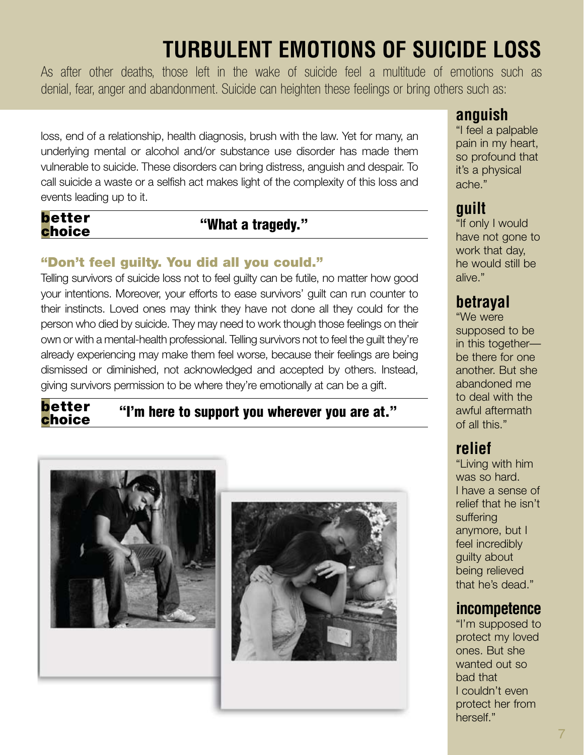# TURBULENT EMOTIONS OF SUICIDE LOSS

As after other deaths, those left in the wake of suicide feel a multitude of emotions such as denial, fear, anger and abandonment. Suicide can heighten these feelings or bring others such as:

loss, end of a relationship, health diagnosis, brush with the law. Yet for many, an underlying mental or alcohol and/or substance use disorder has made them vulnerable to suicide. These disorders can bring distress, anguish and despair. To call suicide a waste or a selfish act makes light of the complexity of this loss and events leading up to it.

**better choice** **"What a tragedy."**

### "Don't feel guilty. You did all you could."

Telling survivors of suicide loss not to feel guilty can be futile, no matter how good your intentions. Moreover, your efforts to ease survivors' guilt can run counter to their instincts. Loved ones may think they have not done all they could for the person who died by suicide. They may need to work though those feelings on their own or with a mental-health professional. Telling survivors not to feel the guilt they're already experiencing may make them feel worse, because their feelings are being dismissed or diminished, not acknowledged and accepted by others. Instead, giving survivors permission to be where they're emotionally at can be a gift.

**better choice** **"I'm here to support you wherever you are at."**

### anguish

"I feel a palpable pain in my heart, so profound that it's a physical ache."

### guilt

"If only I would have not gone to work that day, he would still be alive."

### betrayal

"We were supposed to be in this together—be there for one another. But she abandoned me to deal with the awful aftermath of all this."

### relief

"Living with him was so hard. I have a sense of relief that he isn't suffering anymore, but I feel incredibly guilty about being relieved that he's dead."

### incompetence

"I'm supposed to protect my loved ones. But she wanted out so bad that I couldn't even protect her from herself."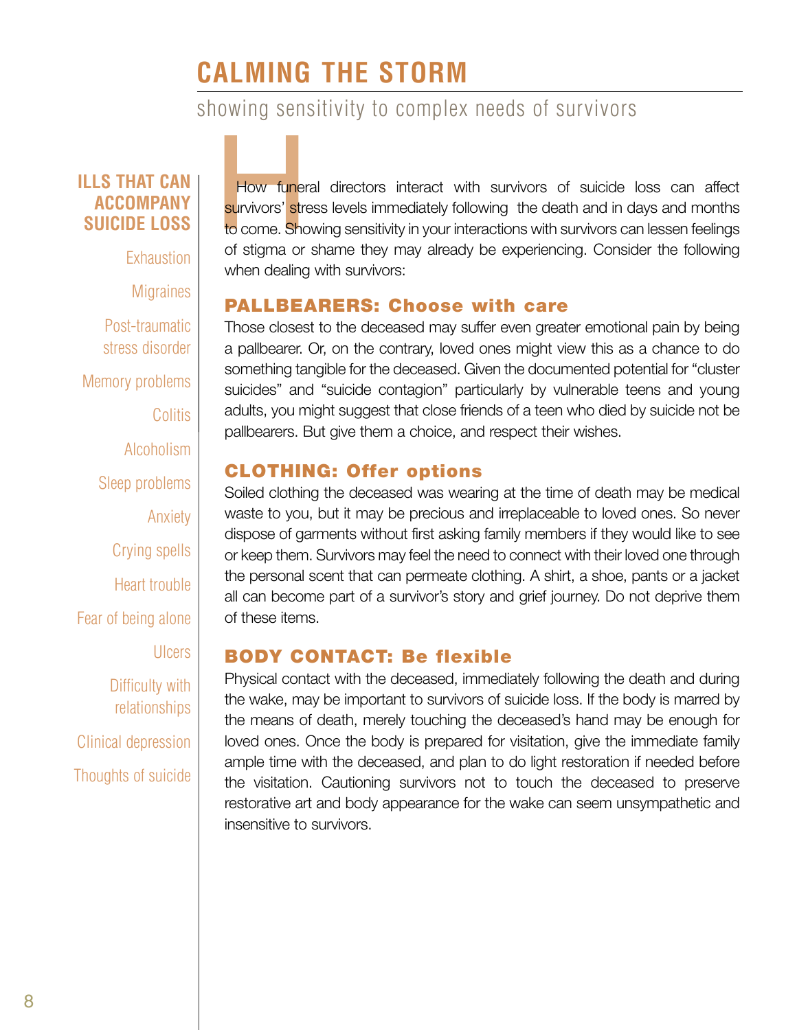# CALMING THE STORM

## showing sensitivity to complex needs of survivors

### ILLS THAT CAN ACCOMPANY SUICIDE LOSS

Exhaustion

Migraines

Post-traumatic stress disorder

Memory problems

Colitis

Alcoholism

Sleep problems

Anxiety

Crying spells

Heart trouble

Fear of being alone

Ulcers

Difficulty with relationships

Clinical depression

Thoughts of suicide

How funeral directors interact with survivors of suicide loss can affect survivors' stress levels immediately following the death and in days and months to come. Showing sensitivity in your interactions with survivors can lessen feelings of stigma or shame they may already be experiencing. Consider the following when dealing with survivors:

### PALLBEARERS: Choose with care

Those closest to the deceased may suffer even greater emotional pain by being a pallbearer. Or, on the contrary, loved ones might view this as a chance to do something tangible for the deceased. Given the documented potential for "cluster suicides" and "suicide contagion" particularly by vulnerable teens and young adults, you might suggest that close friends of a teen who died by suicide not be pallbearers. But give them a choice, and respect their wishes.

### CLOTHING: Offer options

Soiled clothing the deceased was wearing at the time of death may be medical waste to you, but it may be precious and irreplaceable to loved ones. So never dispose of garments without first asking family members if they would like to see or keep them. Survivors may feel the need to connect with their loved one through the personal scent that can permeate clothing. A shirt, a shoe, pants or a jacket all can become part of a survivor's story and grief journey. Do not deprive them of these items.

### BODY CONTACT: Be flexible

Physical contact with the deceased, immediately following the death and during the wake, may be important to survivors of suicide loss. If the body is marred by the means of death, merely touching the deceased's hand may be enough for loved ones. Once the body is prepared for visitation, give the immediate family ample time with the deceased, and plan to do light restoration if needed before the visitation. Cautioning survivors not to touch the deceased to preserve restorative art and body appearance for the wake can seem unsympathetic and insensitive to survivors.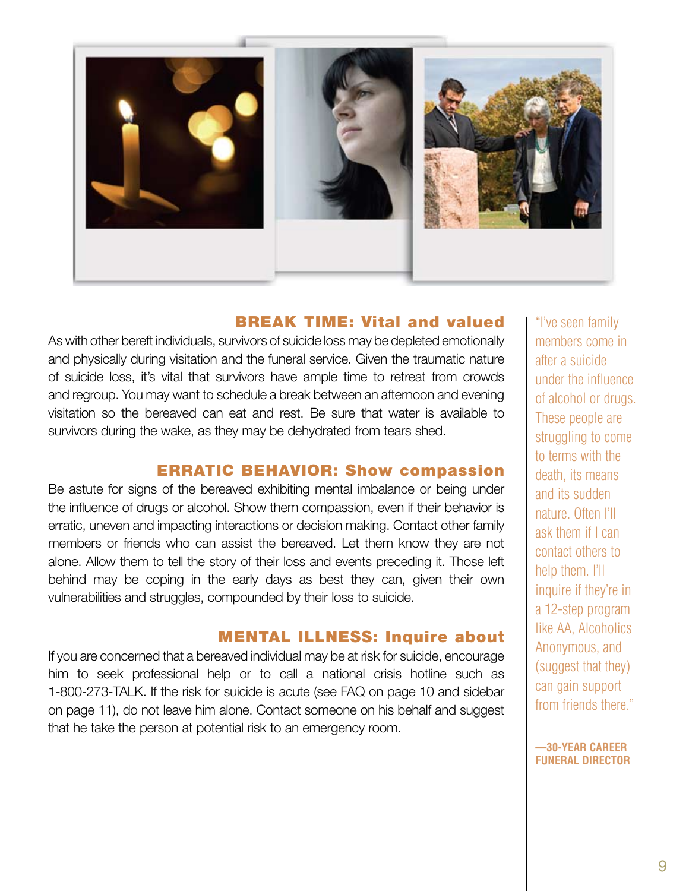## BREAK TIME: Vital and valued

As with other bereft individuals, survivors of suicide loss may be depleted emotionally and physically during visitation and the funeral service. Given the traumatic nature of suicide loss, it's vital that survivors have ample time to retreat from crowds and regroup. You may want to schedule a break between an afternoon and evening visitation so the bereaved can eat and rest. Be sure that water is available to survivors during the wake, as they may be dehydrated from tears shed.

## ERRATIC BEHAVIOR: Show compassion

Be astute for signs of the bereaved exhibiting mental imbalance or being under the influence of drugs or alcohol. Show them compassion, even if their behavior is erratic, uneven and impacting interactions or decision making. Contact other family members or friends who can assist the bereaved. Let them know they are not alone. Allow them to tell the story of their loss and events preceding it. Those left behind may be coping in the early days as best they can, given their own vulnerabilities and struggles, compounded by their loss to suicide.

## MENTAL ILLNESS: Inquire about

If you are concerned that a bereaved individual may be at risk for suicide, encourage him to seek professional help or to call a national crisis hotline such as 1-800-273-TALK. If the risk for suicide is acute (see FAQ on page 10 and sidebar on page 11), do not leave him alone. Contact someone on his behalf and suggest that he take the person at potential risk to an emergency room.

"I've seen family members come in after a suicide under the influence of alcohol or drugs. These people are struggling to come to terms with the death, its means and its sudden nature. Often I'll ask them if I can contact others to help them. I'll inquire if they're in a 12-step program like AA, Alcoholics Anonymous, and (suggest that they) can gain support from friends there."

**—30-YEAR CAREER FUNERAL DIRECTOR**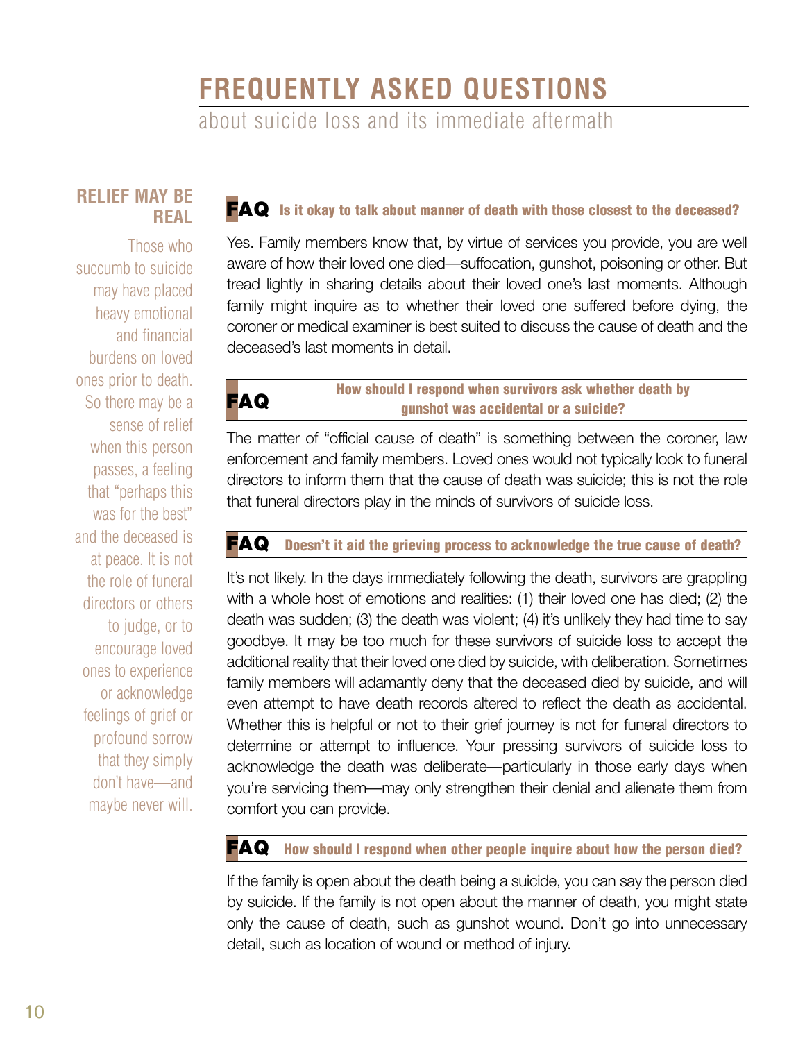# FREQUENTLY ASKED QUESTIONS

about suicide loss and its immediate aftermath

### RELIEF MAY BE REAL

Those who succumb to suicide may have placed heavy emotional and financial burdens on loved ones prior to death. So there may be a sense of relief when this person passes, a feeling that "perhaps this was for the best" and the deceased is at peace. It is not the role of funeral directors or others to judge, or to encourage loved ones to experience or acknowledge feelings of grief or profound sorrow that they simply don't have—and maybe never will.

### FAQ Is it okay to talk about manner of death with those closest to the deceased?

Yes. Family members know that, by virtue of services you provide, you are well aware of how their loved one died—suffocation, gunshot, poisoning or other. But tread lightly in sharing details about their loved one's last moments. Although family might inquire as to whether their loved one suffered before dying, the coroner or medical examiner is best suited to discuss the cause of death and the deceased's last moments in detail.

### FAQ How should I respond when survivors ask whether death by gunshot was accidental or a suicide?

The matter of "official cause of death" is something between the coroner, law enforcement and family members. Loved ones would not typically look to funeral directors to inform them that the cause of death was suicide; this is not the role that funeral directors play in the minds of survivors of suicide loss.

### FAQ Doesn't it aid the grieving process to acknowledge the true cause of death?

It's not likely. In the days immediately following the death, survivors are grappling with a whole host of emotions and realities: (1) their loved one has died; (2) the death was sudden; (3) the death was violent; (4) it's unlikely they had time to say goodbye. It may be too much for these survivors of suicide loss to accept the additional reality that their loved one died by suicide, with deliberation. Sometimes family members will adamantly deny that the deceased died by suicide, and will even attempt to have death records altered to reflect the death as accidental. Whether this is helpful or not to their grief journey is not for funeral directors to determine or attempt to influence. Your pressing survivors of suicide loss to acknowledge the death was deliberate—particularly in those early days when you're servicing them—may only strengthen their denial and alienate them from comfort you can provide.

### FAQ How should I respond when other people inquire about how the person died?

If the family is open about the death being a suicide, you can say the person died by suicide. If the family is not open about the manner of death, you might state only the cause of death, such as gunshot wound. Don't go into unnecessary detail, such as location of wound or method of injury.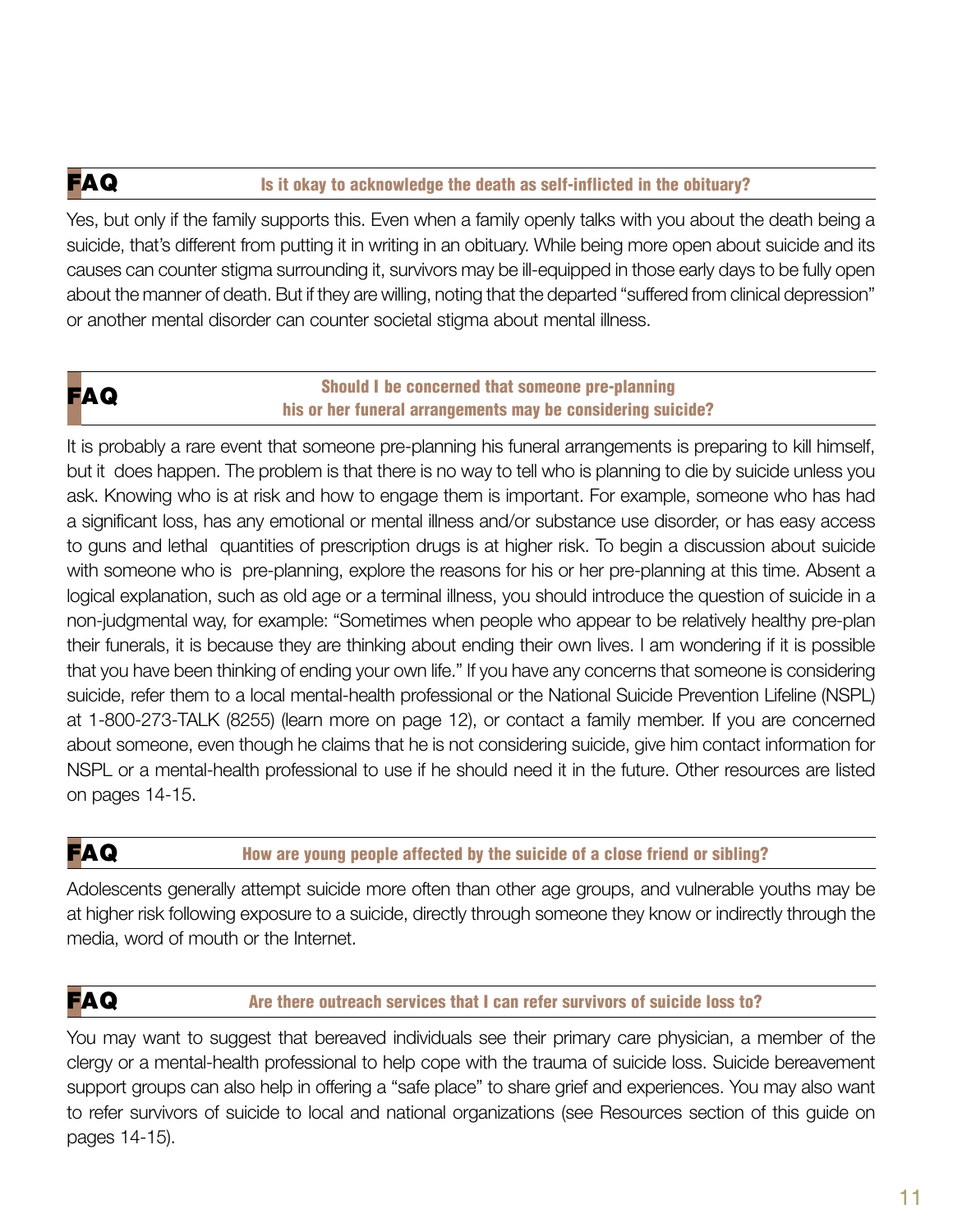## FAQ — Is it okay to acknowledge the death as self-inflicted in the obituary?

Yes, but only if the family supports this. Even when a family openly talks with you about the death being a suicide, that's different from putting it in writing in an obituary. While being more open about suicide and its causes can counter stigma surrounding it, survivors may be ill-equipped in those early days to be fully open about the manner of death. But if they are willing, noting that the departed "suffered from clinical depression" or another mental disorder can counter societal stigma about mental illness.

## FAQ — Should I be concerned that someone pre-planning his or her funeral arrangements may be considering suicide?

It is probably a rare event that someone pre-planning his funeral arrangements is preparing to kill himself, but it does happen. The problem is that there is no way to tell who is planning to die by suicide unless you ask. Knowing who is at risk and how to engage them is important. For example, someone who has had a significant loss, has any emotional or mental illness and/or substance use disorder, or has easy access to guns and lethal quantities of prescription drugs is at higher risk. To begin a discussion about suicide with someone who is pre-planning, explore the reasons for his or her pre-planning at this time. Absent a logical explanation, such as old age or a terminal illness, you should introduce the question of suicide in a non-judgmental way, for example: "Sometimes when people who appear to be relatively healthy pre-plan their funerals, it is because they are thinking about ending their own lives. I am wondering if it is possible that you have been thinking of ending your own life." If you have any concerns that someone is considering suicide, refer them to a local mental-health professional or the National Suicide Prevention Lifeline (NSPL) at 1-800-273-TALK (8255) (learn more on page 12), or contact a family member. If you are concerned about someone, even though he claims that he is not considering suicide, give him contact information for NSPL or a mental-health professional to use if he should need it in the future. Other resources are listed on pages 14-15.

## FAQ — How are young people affected by the suicide of a close friend or sibling?

Adolescents generally attempt suicide more often than other age groups, and vulnerable youths may be at higher risk following exposure to a suicide, directly through someone they know or indirectly through the media, word of mouth or the Internet.

## FAQ — Are there outreach services that I can refer survivors of suicide loss to?

You may want to suggest that bereaved individuals see their primary care physician, a member of the clergy or a mental-health professional to help cope with the trauma of suicide loss. Suicide bereavement support groups can also help in offering a "safe place" to share grief and experiences. You may also want to refer survivors of suicide to local and national organizations (see Resources section of this guide on pages 14-15).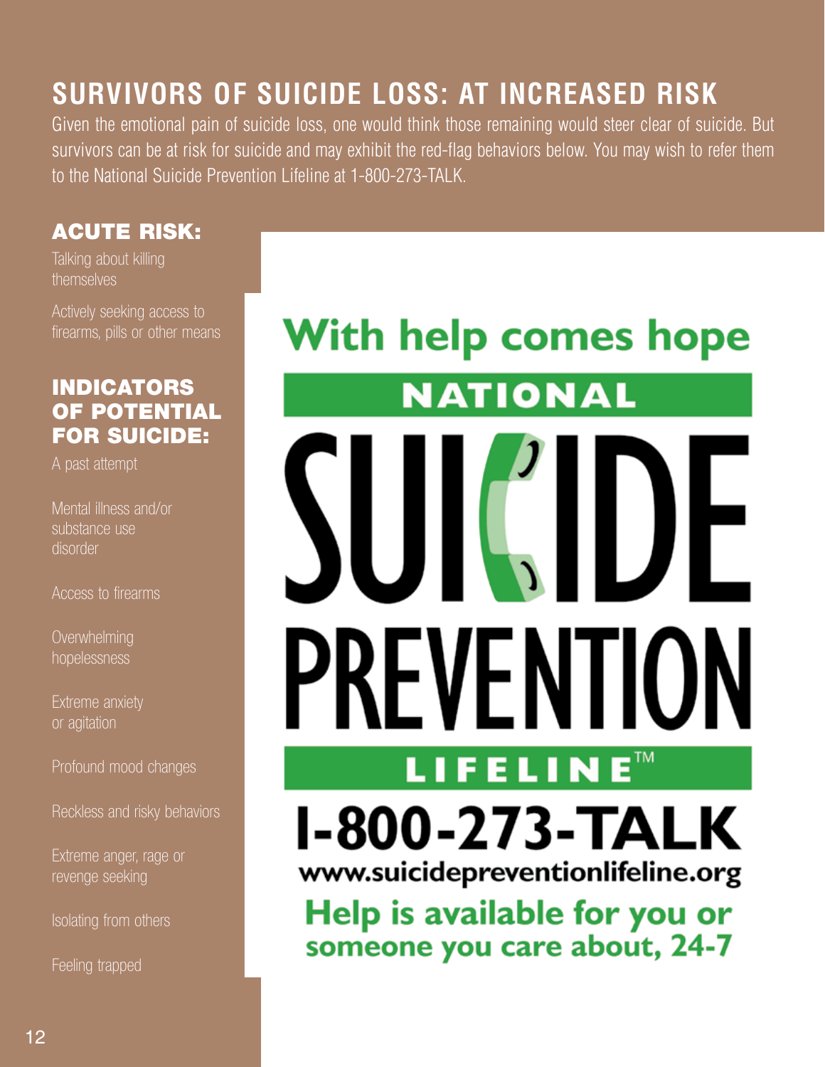# SURVIVORS OF SUICIDE LOSS: AT INCREASED RISK

Given the emotional pain of suicide loss, one would think those remaining would steer clear of suicide. But survivors can be at risk for suicide and may exhibit the red-flag behaviors below. You may wish to refer them to the National Suicide Prevention Lifeline at 1-800-273-TALK.

## ACUTE RISK:

Talking about killing themselves

Actively seeking access to firearms, pills or other means

## INDICATORS OF POTENTIAL FOR SUICIDE:

A past attempt

Mental illness and/or substance use disorder

Access to firearms

Overwhelming hopelessness

Extreme anxiety or agitation

Profound mood changes

Reckless and risky behaviors

Extreme anger, rage or revenge seeking

Isolating from others

Feeling trapped

**With help comes hope**

**NATIONAL SUICIDE PREVENTION LIFELINE™**

**1-800-273-TALK**

**www.suicidepreventionlifeline.org**

**Help is available for you or someone you care about, 24-7**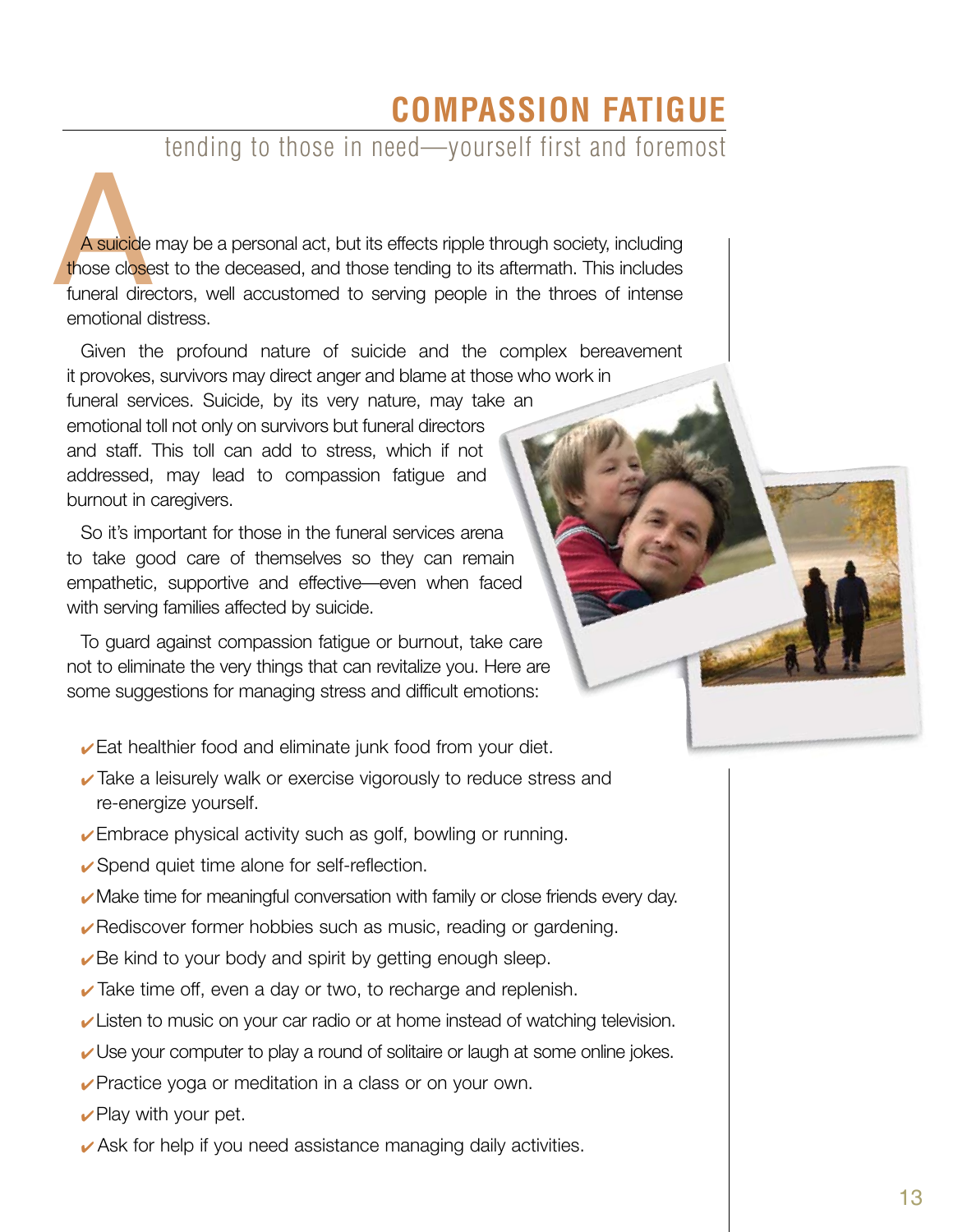# COMPASSION FATIGUE

## tending to those in need—yourself first and foremost

A suicide may be a personal act, but its effects ripple through society, including those closest to the deceased, and those tending to its aftermath. This includes funeral directors, well accustomed to serving people in the throes of intense emotional distress.

Given the profound nature of suicide and the complex bereavement it provokes, survivors may direct anger and blame at those who work in funeral services. Suicide, by its very nature, may take an emotional toll not only on survivors but funeral directors and staff. This toll can add to stress, which if not addressed, may lead to compassion fatigue and burnout in caregivers.

So it's important for those in the funeral services arena to take good care of themselves so they can remain empathetic, supportive and effective—even when faced with serving families affected by suicide.

To guard against compassion fatigue or burnout, take care not to eliminate the very things that can revitalize you. Here are some suggestions for managing stress and difficult emotions:

- ✔ Eat healthier food and eliminate junk food from your diet.
- ✔ Take a leisurely walk or exercise vigorously to reduce stress and re-energize yourself.
- ✔ Embrace physical activity such as golf, bowling or running.
- ✔ Spend quiet time alone for self-reflection.
- ✔ Make time for meaningful conversation with family or close friends every day.
- ✔ Rediscover former hobbies such as music, reading or gardening.
- ✔ Be kind to your body and spirit by getting enough sleep.
- ✔ Take time off, even a day or two, to recharge and replenish.
- ✔ Listen to music on your car radio or at home instead of watching television.
- ✔ Use your computer to play a round of solitaire or laugh at some online jokes.
- ✔ Practice yoga or meditation in a class or on your own.
- ✔ Play with your pet.
- ✔ Ask for help if you need assistance managing daily activities.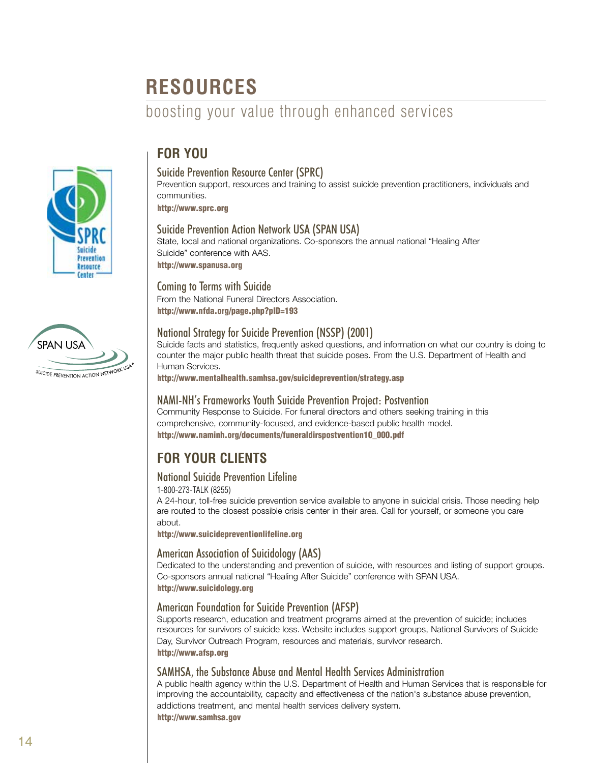# RESOURCES

boosting your value through enhanced services

## FOR YOU

### Suicide Prevention Resource Center (SPRC)

Prevention support, resources and training to assist suicide prevention practitioners, individuals and communities.

**http://www.sprc.org**

### Suicide Prevention Action Network USA (SPAN USA)

State, local and national organizations. Co-sponsors the annual national "Healing After Suicide" conference with AAS.

**http://www.spanusa.org**

### Coming to Terms with Suicide

From the National Funeral Directors Association.

**http://www.nfda.org/page.php?pID=193**

### National Strategy for Suicide Prevention (NSSP) (2001)

Suicide facts and statistics, frequently asked questions, and information on what our country is doing to counter the major public health threat that suicide poses. From the U.S. Department of Health and Human Services.

**http://www.mentalhealth.samhsa.gov/suicideprevention/strategy.asp**

### NAMI-NH's Frameworks Youth Suicide Prevention Project: Postvention

Community Response to Suicide. For funeral directors and others seeking training in this comprehensive, community-focused, and evidence-based public health model.

**http://www.naminh.org/documents/funeraldirspostvention10_000.pdf**

## FOR YOUR CLIENTS

### National Suicide Prevention Lifeline

1-800-273-TALK (8255)

A 24-hour, toll-free suicide prevention service available to anyone in suicidal crisis. Those needing help are routed to the closest possible crisis center in their area. Call for yourself, or someone you care about.

**http://www.suicidepreventionlifeline.org**

### American Association of Suicidology (AAS)

Dedicated to the understanding and prevention of suicide, with resources and listing of support groups. Co-sponsors annual national "Healing After Suicide" conference with SPAN USA.

**http://www.suicidology.org**

### American Foundation for Suicide Prevention (AFSP)

Supports research, education and treatment programs aimed at the prevention of suicide; includes resources for survivors of suicide loss. Website includes support groups, National Survivors of Suicide Day, Survivor Outreach Program, resources and materials, survivor research.

**http://www.afsp.org**

### SAMHSA, the Substance Abuse and Mental Health Services Administration

A public health agency within the U.S. Department of Health and Human Services that is responsible for improving the accountability, capacity and effectiveness of the nation's substance abuse prevention, addictions treatment, and mental health services delivery system.

**http://www.samhsa.gov**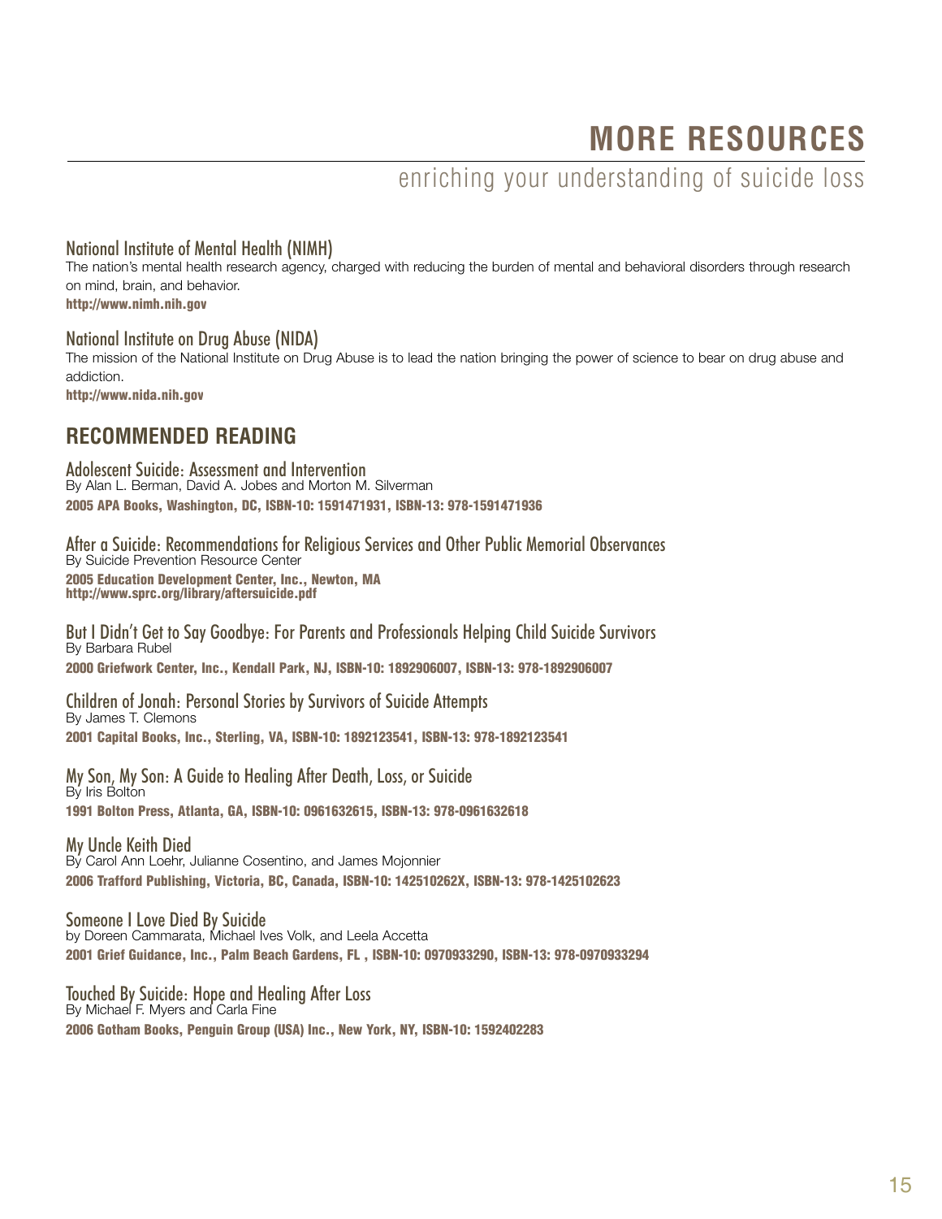# MORE RESOURCES

enriching your understanding of suicide loss

### National Institute of Mental Health (NIMH)

The nation's mental health research agency, charged with reducing the burden of mental and behavioral disorders through research on mind, brain, and behavior.

**http://www.nimh.nih.gov**

### National Institute on Drug Abuse (NIDA)

The mission of the National Institute on Drug Abuse is to lead the nation bringing the power of science to bear on drug abuse and addiction.

**http://www.nida.nih.gov**

## RECOMMENDED READING

### Adolescent Suicide: Assessment and Intervention

By Alan L. Berman, David A. Jobes and Morton M. Silverman

**2005 APA Books, Washington, DC, ISBN-10: 1591471931, ISBN-13: 978-1591471936**

### After a Suicide: Recommendations for Religious Services and Other Public Memorial Observances

By Suicide Prevention Resource Center

**2005 Education Development Center, Inc., Newton, MA**
**http://www.sprc.org/library/aftersuicide.pdf**

### But I Didn't Get to Say Goodbye: For Parents and Professionals Helping Child Suicide Survivors

By Barbara Rubel

**2000 Griefwork Center, Inc., Kendall Park, NJ, ISBN-10: 1892906007, ISBN-13: 978-1892906007**

### Children of Jonah: Personal Stories by Survivors of Suicide Attempts

By James T. Clemons

**2001 Capital Books, Inc., Sterling, VA, ISBN-10: 1892123541, ISBN-13: 978-1892123541**

### My Son, My Son: A Guide to Healing After Death, Loss, or Suicide

By Iris Bolton

**1991 Bolton Press, Atlanta, GA, ISBN-10: 0961632615, ISBN-13: 978-0961632618**

### My Uncle Keith Died

By Carol Ann Loehr, Julianne Cosentino, and James Mojonnier

**2006 Trafford Publishing, Victoria, BC, Canada, ISBN-10: 142510262X, ISBN-13: 978-1425102623**

### Someone I Love Died By Suicide

by Doreen Cammarata, Michael Ives Volk, and Leela Accetta

**2001 Grief Guidance, Inc., Palm Beach Gardens, FL , ISBN-10: 0970933290, ISBN-13: 978-0970933294**

### Touched By Suicide: Hope and Healing After Loss

By Michael F. Myers and Carla Fine

**2006 Gotham Books, Penguin Group (USA) Inc., New York, NY, ISBN-10: 1592402283**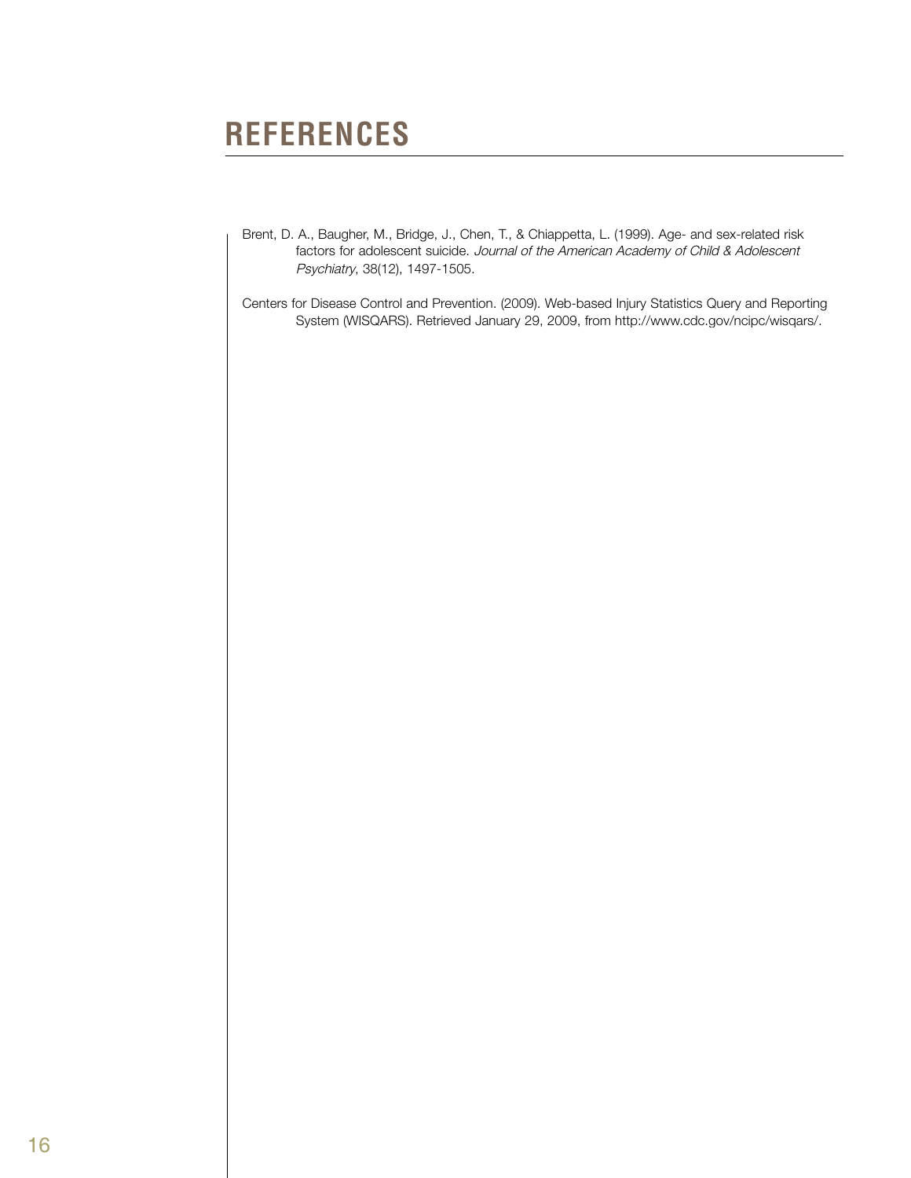# REFERENCES

Brent, D. A., Baugher, M., Bridge, J., Chen, T., & Chiappetta, L. (1999). Age- and sex-related risk factors for adolescent suicide. *Journal of the American Academy of Child & Adolescent Psychiatry*, 38(12), 1497-1505.

Centers for Disease Control and Prevention. (2009). Web-based Injury Statistics Query and Reporting System (WISQARS). Retrieved January 29, 2009, from http://www.cdc.gov/ncipc/wisqars/.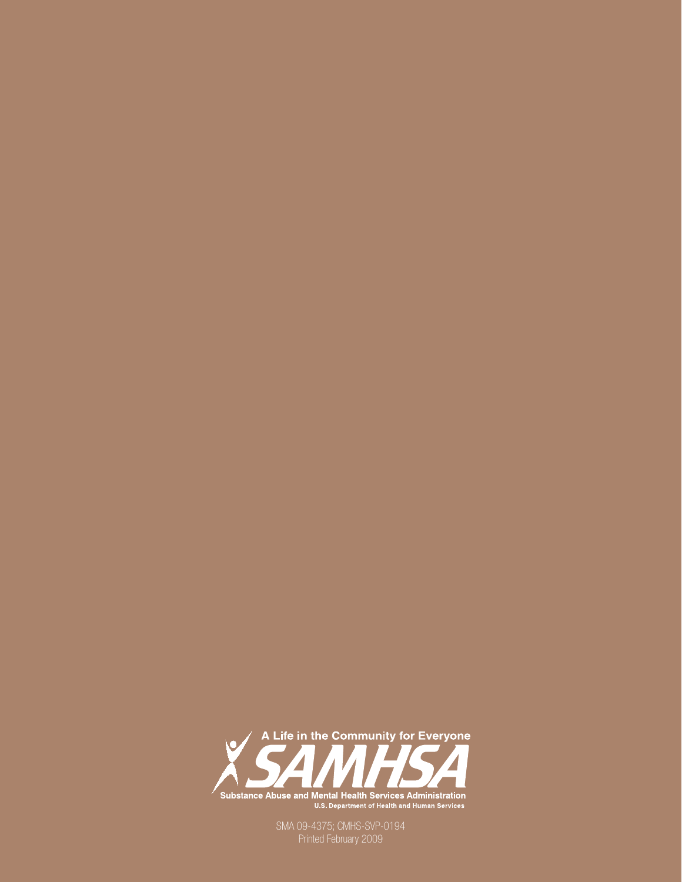A Life in the Community for Everyone

SAMHSA

Substance Abuse and Mental Health Services Administration

U.S. Department of Health and Human Services

SMA 09-4375; CMHS-SVP-0194

Printed February 2009